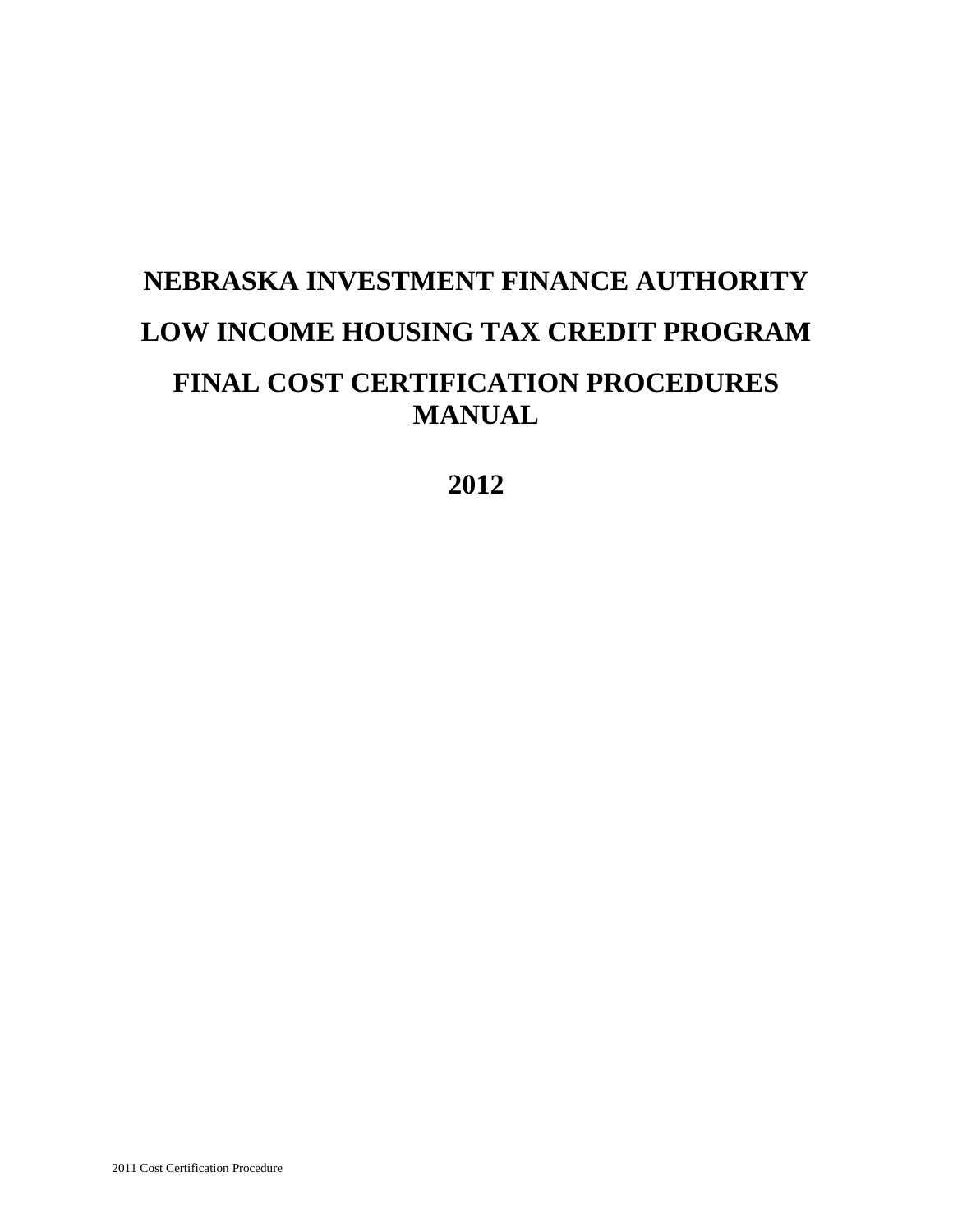# NEBRASKA INVESTMENT FINANCE AUTHORITY

# LOW INCOME HOUSING TAX CREDIT PROGRAM

# FINAL COST CERTIFICATION PROCEDURES MANUAL

# 2012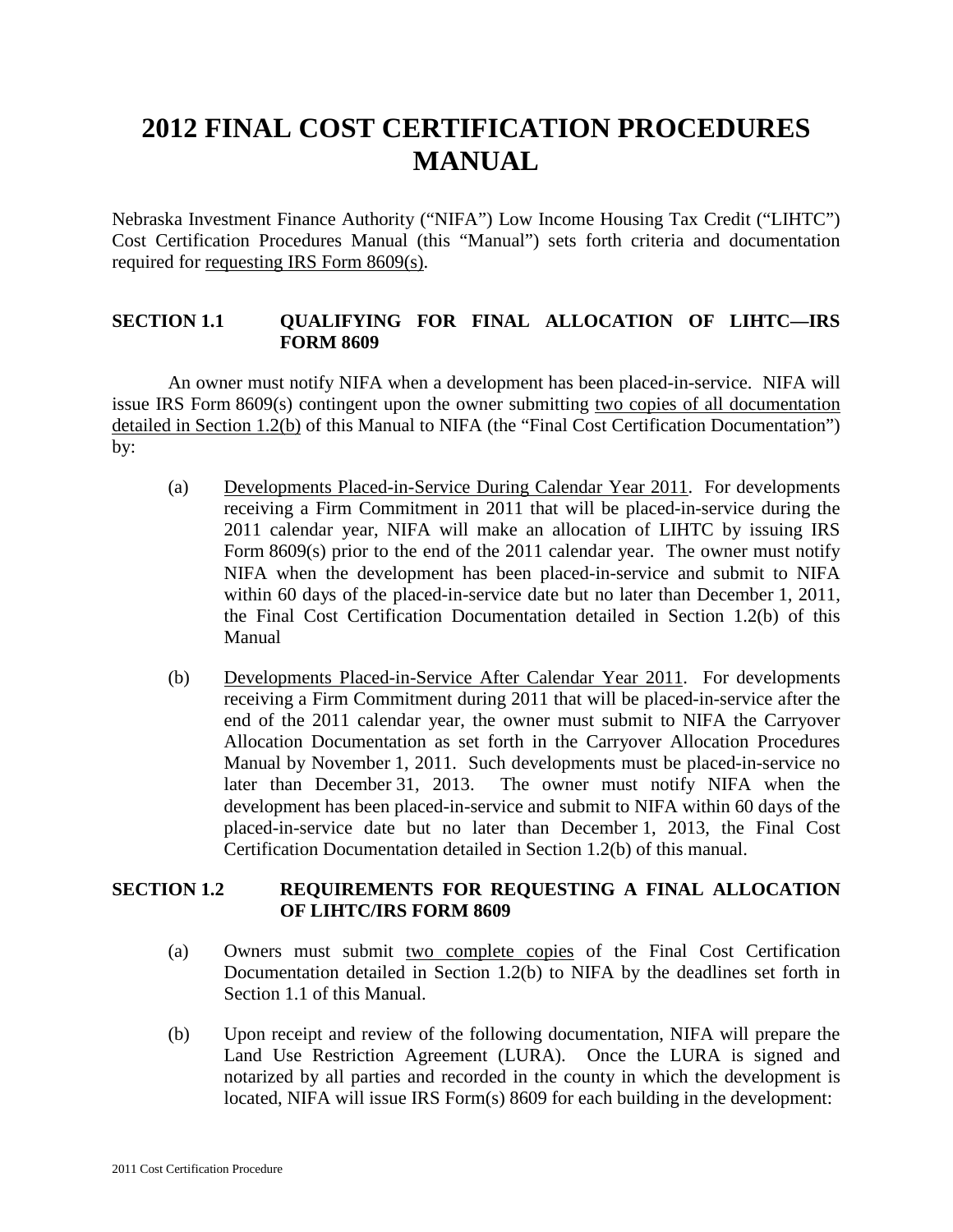# 2012 FINAL COST CERTIFICATION PROCEDURES MANUAL

Nebraska Investment Finance Authority ("NIFA") Low Income Housing Tax Credit ("LIHTC") Cost Certification Procedures Manual (this "Manual") sets forth criteria and documentation required for requesting IRS Form 8609(s).

## SECTION 1.1 QUALIFYING FOR FINAL ALLOCATION OF LIHTC—IRS FORM 8609

An owner must notify NIFA when a development has been placed-in-service. NIFA will issue IRS Form 8609(s) contingent upon the owner submitting two copies of all documentation detailed in Section 1.2(b) of this Manual to NIFA (the "Final Cost Certification Documentation") by:

(a) Developments Placed-in-Service During Calendar Year 2011. For developments receiving a Firm Commitment in 2011 that will be placed-in-service during the 2011 calendar year, NIFA will make an allocation of LIHTC by issuing IRS Form 8609(s) prior to the end of the 2011 calendar year. The owner must notify NIFA when the development has been placed-in-service and submit to NIFA within 60 days of the placed-in-service date but no later than December 1, 2011, the Final Cost Certification Documentation detailed in Section 1.2(b) of this Manual

(b) Developments Placed-in-Service After Calendar Year 2011. For developments receiving a Firm Commitment during 2011 that will be placed-in-service after the end of the 2011 calendar year, the owner must submit to NIFA the Carryover Allocation Documentation as set forth in the Carryover Allocation Procedures Manual by November 1, 2011. Such developments must be placed-in-service no later than December 31, 2013. The owner must notify NIFA when the development has been placed-in-service and submit to NIFA within 60 days of the placed-in-service date but no later than December 1, 2013, the Final Cost Certification Documentation detailed in Section 1.2(b) of this manual.

## SECTION 1.2 REQUIREMENTS FOR REQUESTING A FINAL ALLOCATION OF LIHTC/IRS FORM 8609

(a) Owners must submit two complete copies of the Final Cost Certification Documentation detailed in Section 1.2(b) to NIFA by the deadlines set forth in Section 1.1 of this Manual.

(b) Upon receipt and review of the following documentation, NIFA will prepare the Land Use Restriction Agreement (LURA). Once the LURA is signed and notarized by all parties and recorded in the county in which the development is located, NIFA will issue IRS Form(s) 8609 for each building in the development: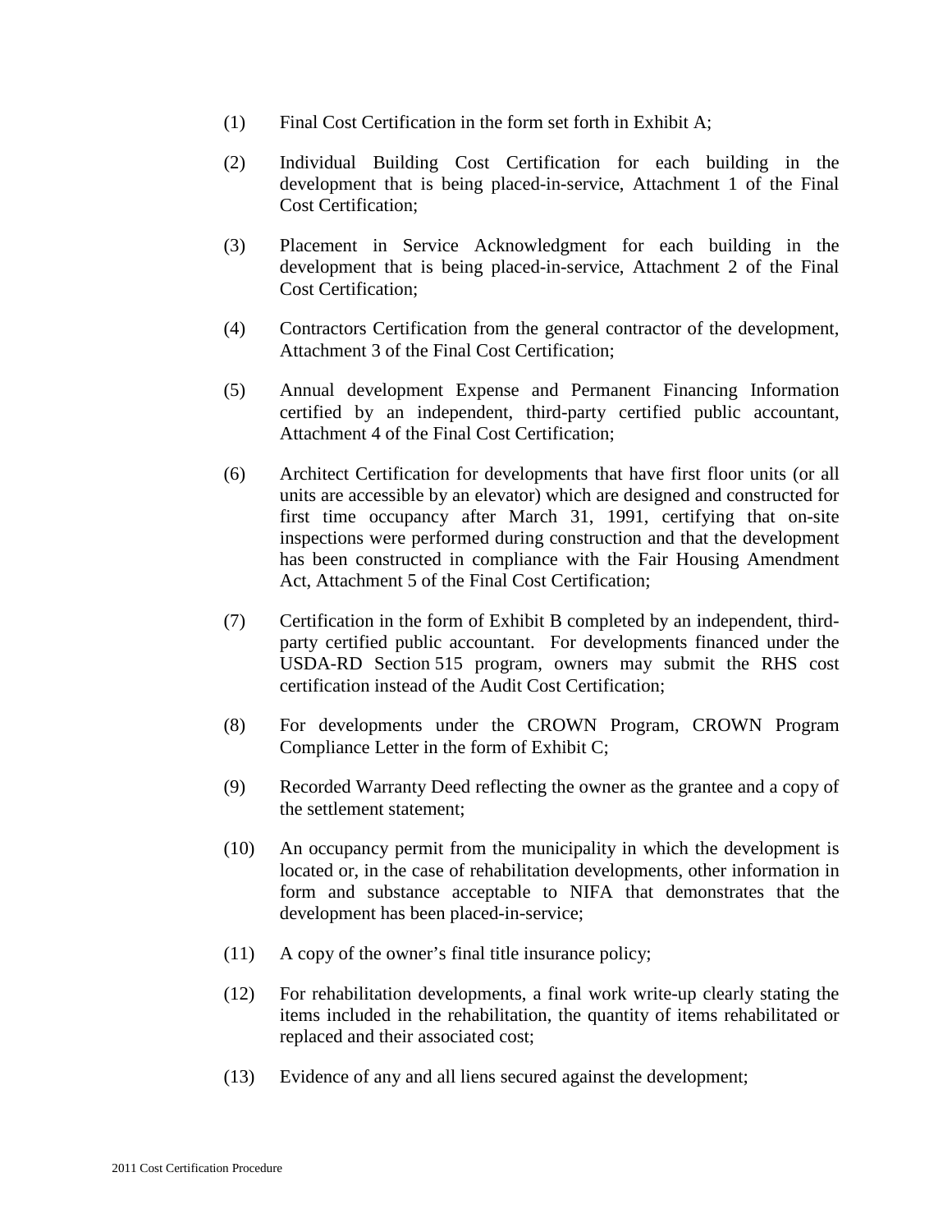(1) Final Cost Certification in the form set forth in Exhibit A;

(2) Individual Building Cost Certification for each building in the development that is being placed-in-service, Attachment 1 of the Final Cost Certification;

(3) Placement in Service Acknowledgment for each building in the development that is being placed-in-service, Attachment 2 of the Final Cost Certification;

(4) Contractors Certification from the general contractor of the development, Attachment 3 of the Final Cost Certification;

(5) Annual development Expense and Permanent Financing Information certified by an independent, third-party certified public accountant, Attachment 4 of the Final Cost Certification;

(6) Architect Certification for developments that have first floor units (or all units are accessible by an elevator) which are designed and constructed for first time occupancy after March 31, 1991, certifying that on-site inspections were performed during construction and that the development has been constructed in compliance with the Fair Housing Amendment Act, Attachment 5 of the Final Cost Certification;

(7) Certification in the form of Exhibit B completed by an independent, third-party certified public accountant. For developments financed under the USDA-RD Section 515 program, owners may submit the RHS cost certification instead of the Audit Cost Certification;

(8) For developments under the CROWN Program, CROWN Program Compliance Letter in the form of Exhibit C;

(9) Recorded Warranty Deed reflecting the owner as the grantee and a copy of the settlement statement;

(10) An occupancy permit from the municipality in which the development is located or, in the case of rehabilitation developments, other information in form and substance acceptable to NIFA that demonstrates that the development has been placed-in-service;

(11) A copy of the owner's final title insurance policy;

(12) For rehabilitation developments, a final work write-up clearly stating the items included in the rehabilitation, the quantity of items rehabilitated or replaced and their associated cost;

(13) Evidence of any and all liens secured against the development;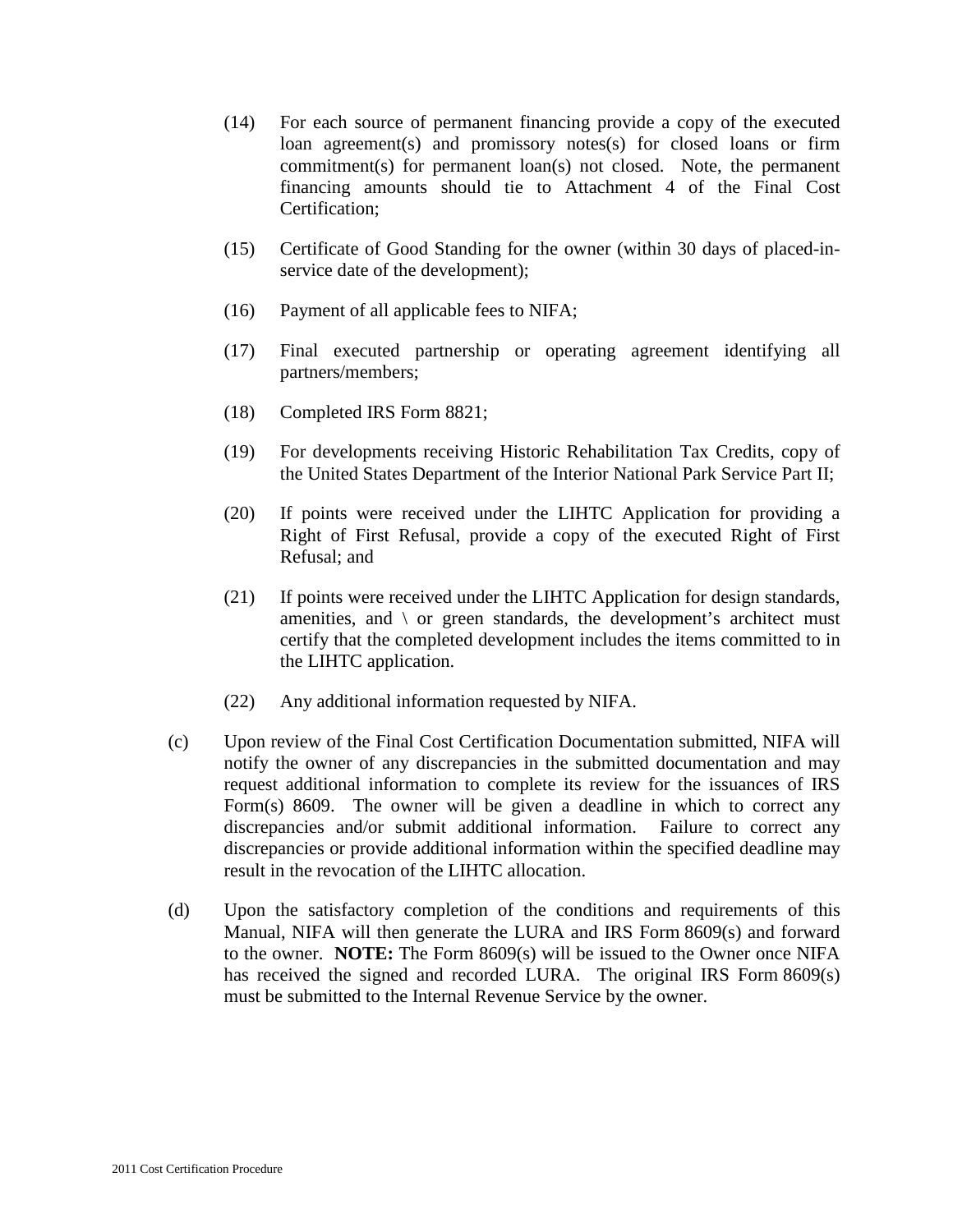(14) For each source of permanent financing provide a copy of the executed loan agreement(s) and promissory notes(s) for closed loans or firm commitment(s) for permanent loan(s) not closed. Note, the permanent financing amounts should tie to Attachment 4 of the Final Cost Certification;

(15) Certificate of Good Standing for the owner (within 30 days of placed-in-service date of the development);

(16) Payment of all applicable fees to NIFA;

(17) Final executed partnership or operating agreement identifying all partners/members;

(18) Completed IRS Form 8821;

(19) For developments receiving Historic Rehabilitation Tax Credits, copy of the United States Department of the Interior National Park Service Part II;

(20) If points were received under the LIHTC Application for providing a Right of First Refusal, provide a copy of the executed Right of First Refusal; and

(21) If points were received under the LIHTC Application for design standards, amenities, and \ or green standards, the development's architect must certify that the completed development includes the items committed to in the LIHTC application.

(22) Any additional information requested by NIFA.

(c) Upon review of the Final Cost Certification Documentation submitted, NIFA will notify the owner of any discrepancies in the submitted documentation and may request additional information to complete its review for the issuances of IRS Form(s) 8609. The owner will be given a deadline in which to correct any discrepancies and/or submit additional information. Failure to correct any discrepancies or provide additional information within the specified deadline may result in the revocation of the LIHTC allocation.

(d) Upon the satisfactory completion of the conditions and requirements of this Manual, NIFA will then generate the LURA and IRS Form 8609(s) and forward to the owner. **NOTE:** The Form 8609(s) will be issued to the Owner once NIFA has received the signed and recorded LURA. The original IRS Form 8609(s) must be submitted to the Internal Revenue Service by the owner.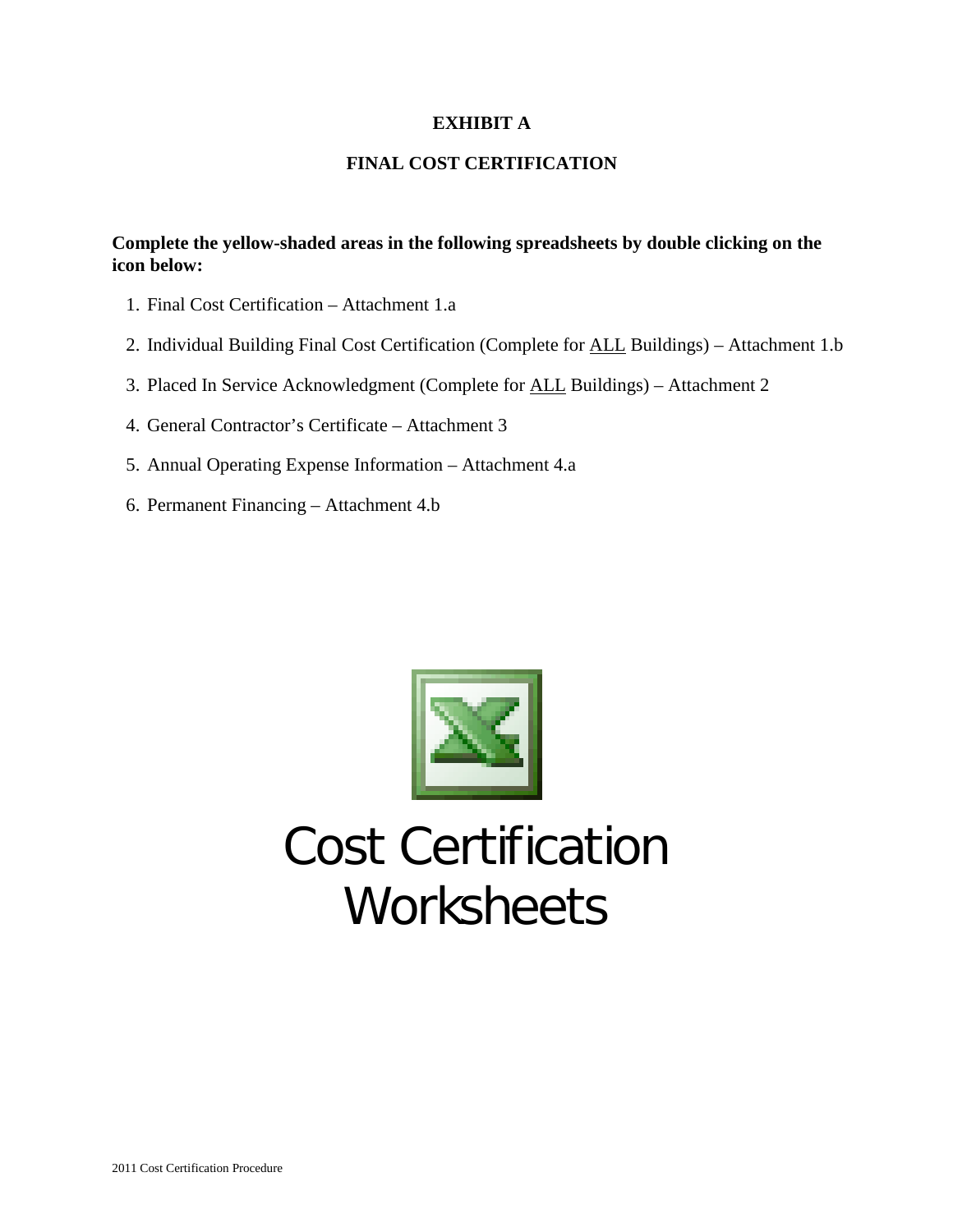# EXHIBIT A

## FINAL COST CERTIFICATION

**Complete the yellow-shaded areas in the following spreadsheets by double clicking on the icon below:**

1. Final Cost Certification – Attachment 1.a
2. Individual Building Final Cost Certification (Complete for ALL Buildings) – Attachment 1.b
3. Placed In Service Acknowledgment (Complete for ALL Buildings) – Attachment 2
4. General Contractor's Certificate – Attachment 3
5. Annual Operating Expense Information – Attachment 4.a
6. Permanent Financing – Attachment 4.b

Cost Certification Worksheets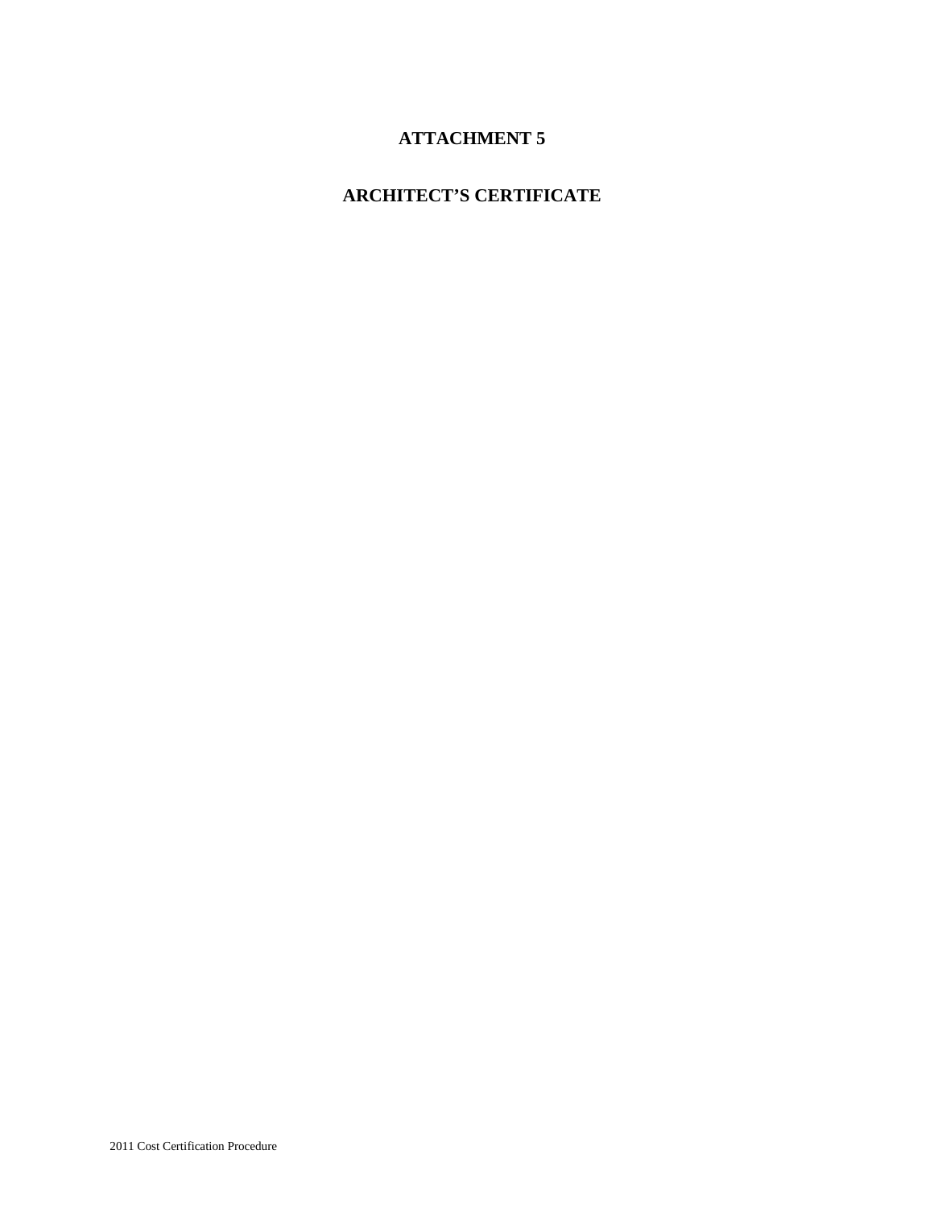# ATTACHMENT 5

# ARCHITECT'S CERTIFICATE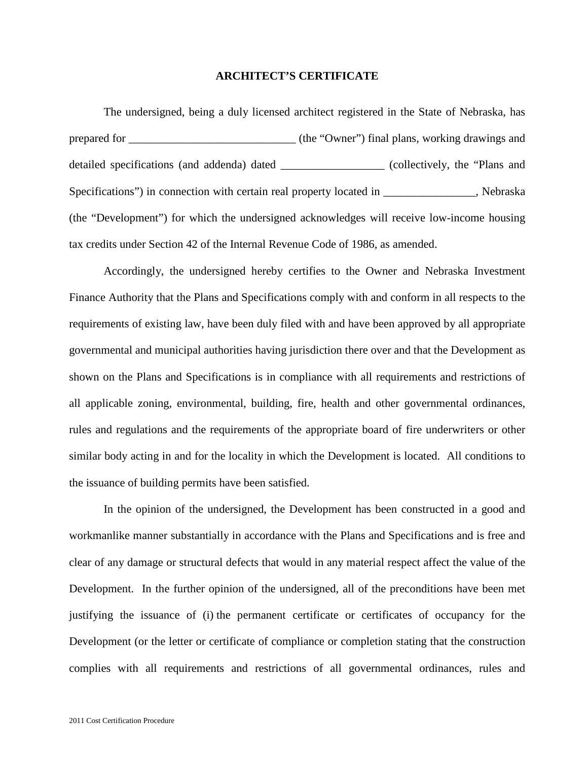# ARCHITECT'S CERTIFICATE

The undersigned, being a duly licensed architect registered in the State of Nebraska, has prepared for _____________________________ (the "Owner") final plans, working drawings and detailed specifications (and addenda) dated __________________ (collectively, the "Plans and Specifications") in connection with certain real property located in ________________, Nebraska (the "Development") for which the undersigned acknowledges will receive low-income housing tax credits under Section 42 of the Internal Revenue Code of 1986, as amended.

Accordingly, the undersigned hereby certifies to the Owner and Nebraska Investment Finance Authority that the Plans and Specifications comply with and conform in all respects to the requirements of existing law, have been duly filed with and have been approved by all appropriate governmental and municipal authorities having jurisdiction there over and that the Development as shown on the Plans and Specifications is in compliance with all requirements and restrictions of all applicable zoning, environmental, building, fire, health and other governmental ordinances, rules and regulations and the requirements of the appropriate board of fire underwriters or other similar body acting in and for the locality in which the Development is located. All conditions to the issuance of building permits have been satisfied.

In the opinion of the undersigned, the Development has been constructed in a good and workmanlike manner substantially in accordance with the Plans and Specifications and is free and clear of any damage or structural defects that would in any material respect affect the value of the Development. In the further opinion of the undersigned, all of the preconditions have been met justifying the issuance of (i) the permanent certificate or certificates of occupancy for the Development (or the letter or certificate of compliance or completion stating that the construction complies with all requirements and restrictions of all governmental ordinances, rules and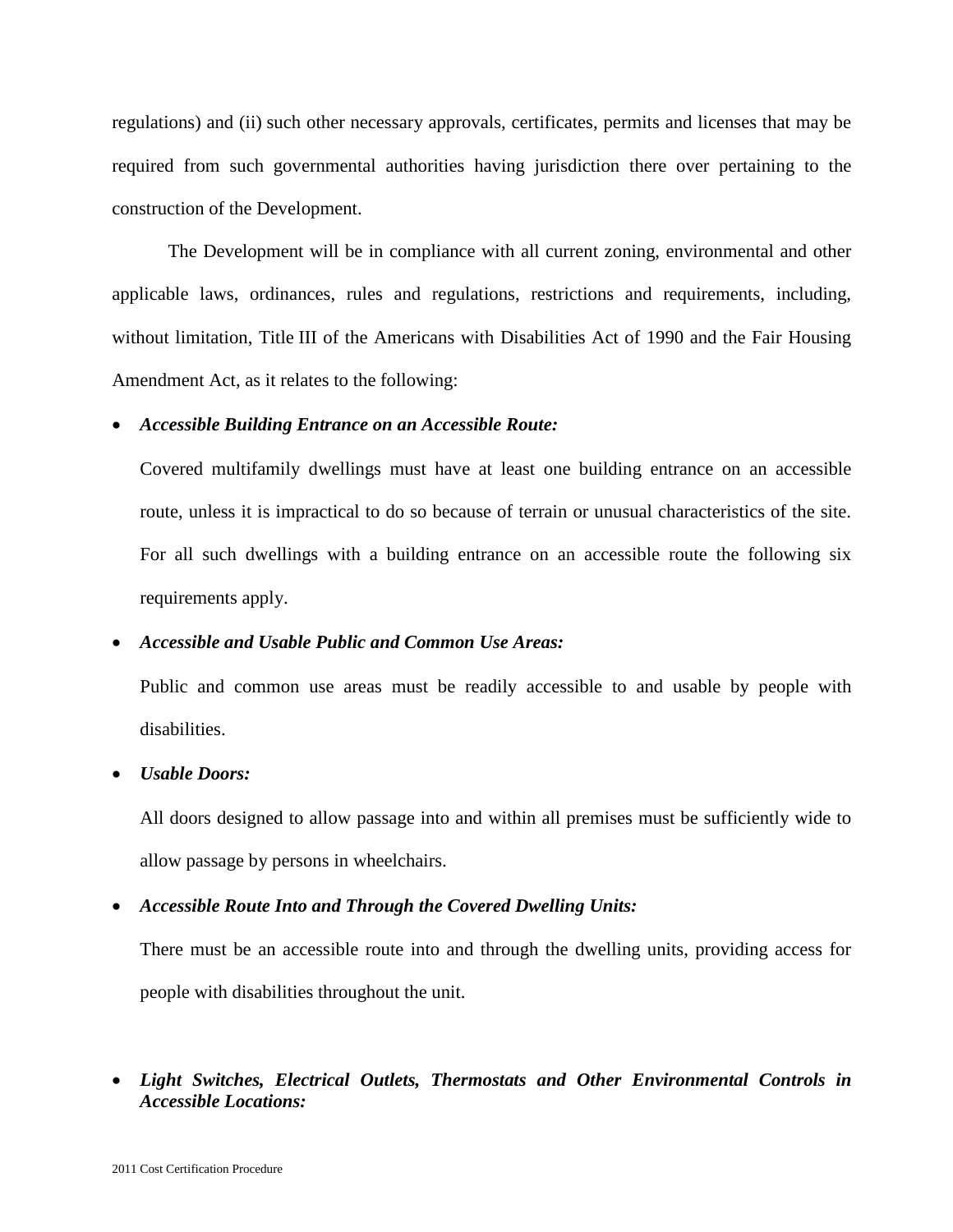regulations) and (ii) such other necessary approvals, certificates, permits and licenses that may be required from such governmental authorities having jurisdiction there over pertaining to the construction of the Development.

The Development will be in compliance with all current zoning, environmental and other applicable laws, ordinances, rules and regulations, restrictions and requirements, including, without limitation, Title III of the Americans with Disabilities Act of 1990 and the Fair Housing Amendment Act, as it relates to the following:

- ***Accessible Building Entrance on an Accessible Route:***

  Covered multifamily dwellings must have at least one building entrance on an accessible route, unless it is impractical to do so because of terrain or unusual characteristics of the site. For all such dwellings with a building entrance on an accessible route the following six requirements apply.

- ***Accessible and Usable Public and Common Use Areas:***

  Public and common use areas must be readily accessible to and usable by people with disabilities.

- ***Usable Doors:***

  All doors designed to allow passage into and within all premises must be sufficiently wide to allow passage by persons in wheelchairs.

- ***Accessible Route Into and Through the Covered Dwelling Units:***

  There must be an accessible route into and through the dwelling units, providing access for people with disabilities throughout the unit.

- ***Light Switches, Electrical Outlets, Thermostats and Other Environmental Controls in Accessible Locations:***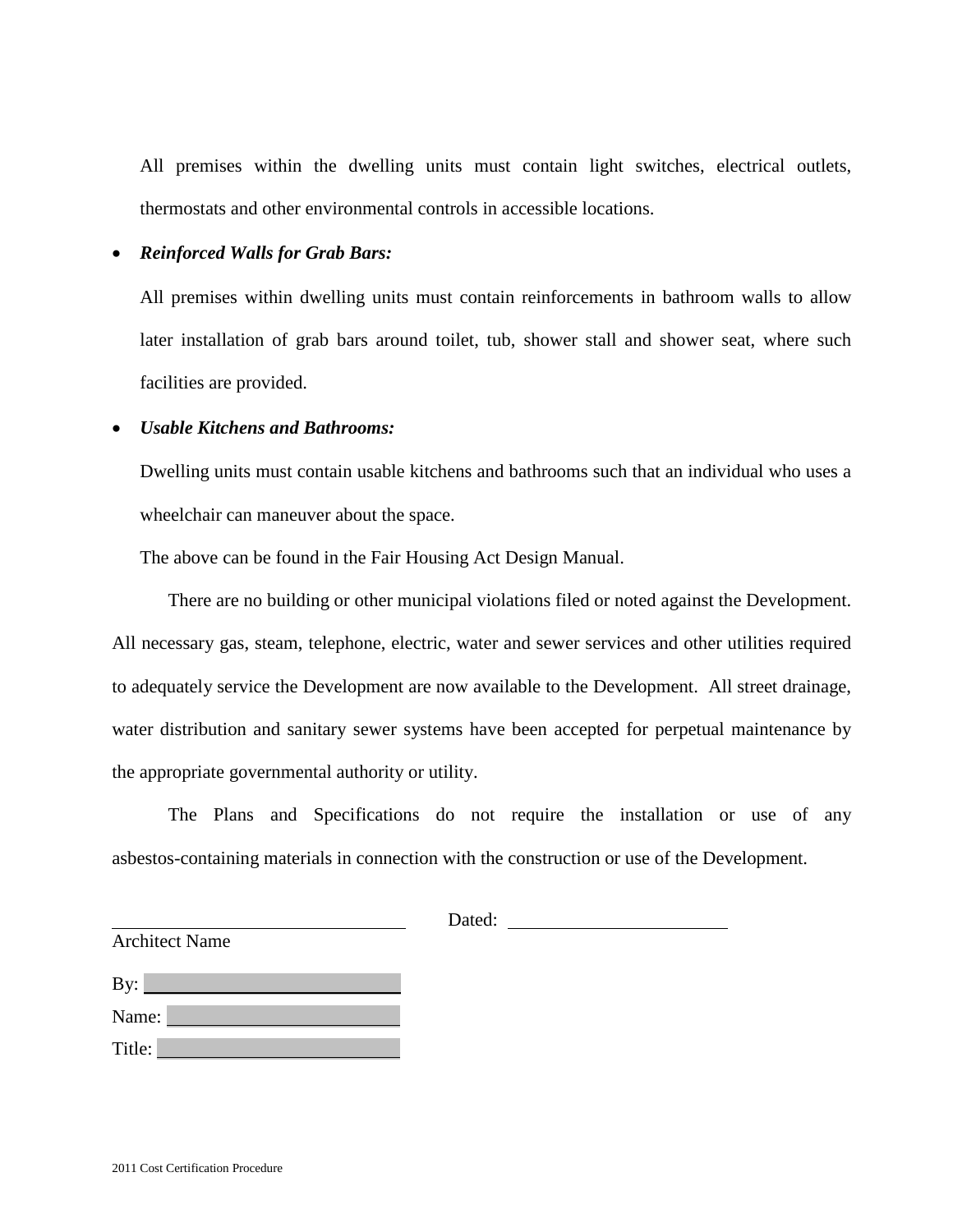All premises within the dwelling units must contain light switches, electrical outlets, thermostats and other environmental controls in accessible locations.

- ***Reinforced Walls for Grab Bars:***

  All premises within dwelling units must contain reinforcements in bathroom walls to allow later installation of grab bars around toilet, tub, shower stall and shower seat, where such facilities are provided.

- ***Usable Kitchens and Bathrooms:***

  Dwelling units must contain usable kitchens and bathrooms such that an individual who uses a wheelchair can maneuver about the space.

  The above can be found in the Fair Housing Act Design Manual.

There are no building or other municipal violations filed or noted against the Development. All necessary gas, steam, telephone, electric, water and sewer services and other utilities required to adequately service the Development are now available to the Development. All street drainage, water distribution and sanitary sewer systems have been accepted for perpetual maintenance by the appropriate governmental authority or utility.

The Plans and Specifications do not require the installation or use of any asbestos-containing materials in connection with the construction or use of the Development.

\_\_\_\_\_\_\_\_\_\_\_\_\_\_\_\_\_\_\_\_\_\_\_\_\_\_\_\_\_\_ Dated: \_\_\_\_\_\_\_\_\_\_\_\_\_\_\_\_\_\_\_\_\_\_
Architect Name

By: \_\_\_\_\_\_\_\_\_\_\_\_\_\_\_\_\_\_\_\_\_\_\_\_\_\_

Name: \_\_\_\_\_\_\_\_\_\_\_\_\_\_\_\_\_\_\_\_\_\_\_\_

Title: \_\_\_\_\_\_\_\_\_\_\_\_\_\_\_\_\_\_\_\_\_\_\_\_\_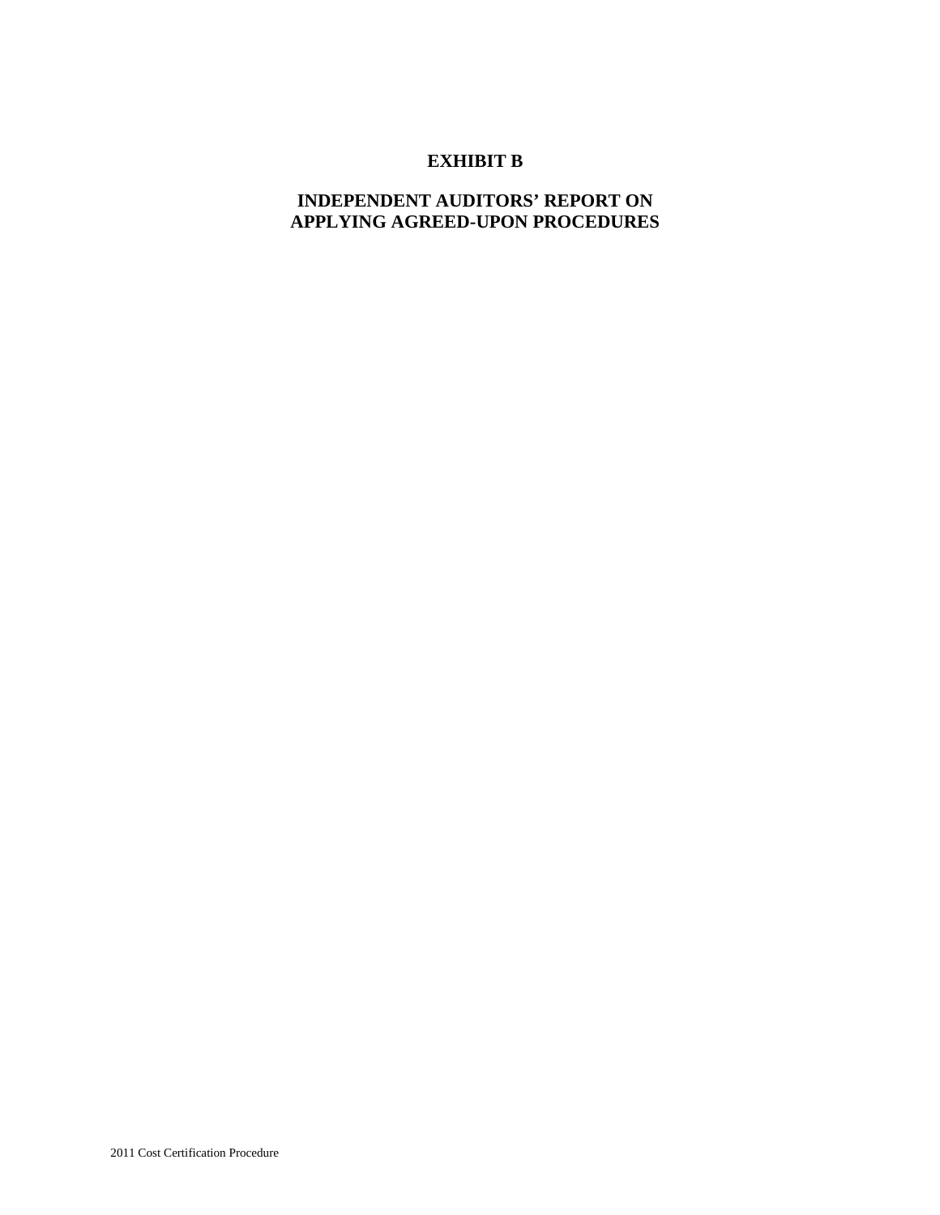# EXHIBIT B

## INDEPENDENT AUDITORS' REPORT ON APPLYING AGREED-UPON PROCEDURES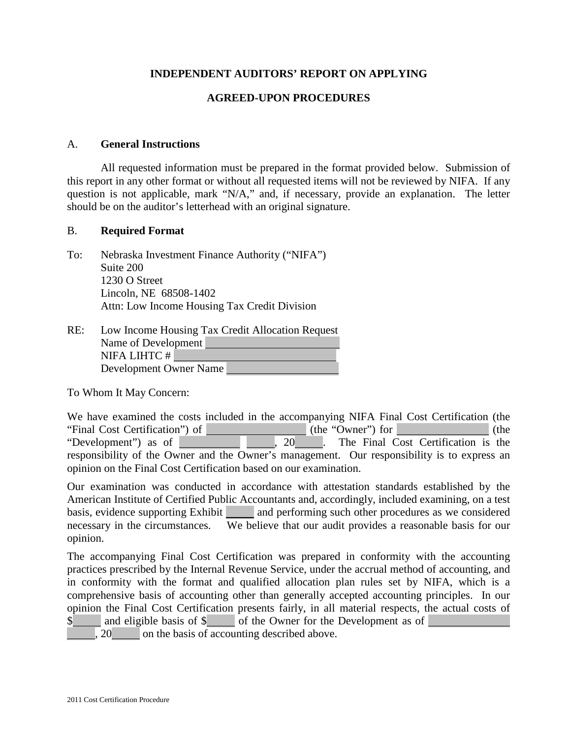**INDEPENDENT AUDITORS' REPORT ON APPLYING**

**AGREED-UPON PROCEDURES**

A. **General Instructions**

All requested information must be prepared in the format provided below. Submission of this report in any other format or without all requested items will not be reviewed by NIFA. If any question is not applicable, mark "N/A," and, if necessary, provide an explanation. The letter should be on the auditor's letterhead with an original signature.

B. **Required Format**

To: Nebraska Investment Finance Authority ("NIFA")
Suite 200
1230 O Street
Lincoln, NE 68508-1402
Attn: Low Income Housing Tax Credit Division

RE: Low Income Housing Tax Credit Allocation Request
Name of Development ______________________
NIFA LIHTC # ______________________
Development Owner Name ______________________

To Whom It May Concern:

We have examined the costs included in the accompanying NIFA Final Cost Certification (the "Final Cost Certification") of ______________ (the "Owner") for ______________ (the "Development") as of __________ _____, 20_____. The Final Cost Certification is the responsibility of the Owner and the Owner's management. Our responsibility is to express an opinion on the Final Cost Certification based on our examination.

Our examination was conducted in accordance with attestation standards established by the American Institute of Certified Public Accountants and, accordingly, included examining, on a test basis, evidence supporting Exhibit _____ and performing such other procedures as we considered necessary in the circumstances. We believe that our audit provides a reasonable basis for our opinion.

The accompanying Final Cost Certification was prepared in conformity with the accounting practices prescribed by the Internal Revenue Service, under the accrual method of accounting, and in conformity with the format and qualified allocation plan rules set by NIFA, which is a comprehensive basis of accounting other than generally accepted accounting principles. In our opinion the Final Cost Certification presents fairly, in all material respects, the actual costs of $_____ and eligible basis of $_____ of the Owner for the Development as of ______________ _____, 20_____ on the basis of accounting described above.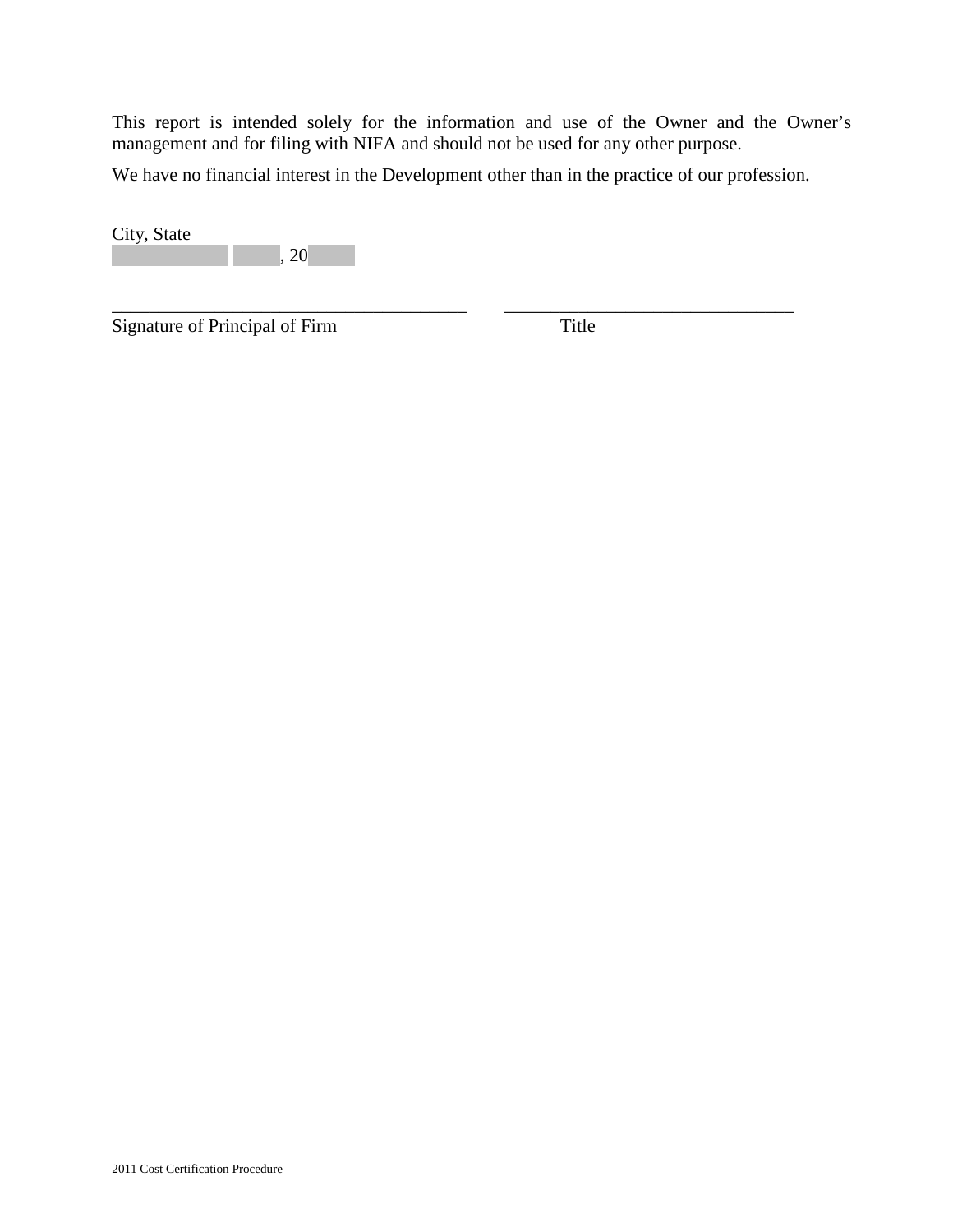This report is intended solely for the information and use of the Owner and the Owner's management and for filing with NIFA and should not be used for any other purpose.

We have no financial interest in the Development other than in the practice of our profession.

City, State
_____________ _____, 20_____

_______________________________________ _______________________________

Signature of Principal of Firm Title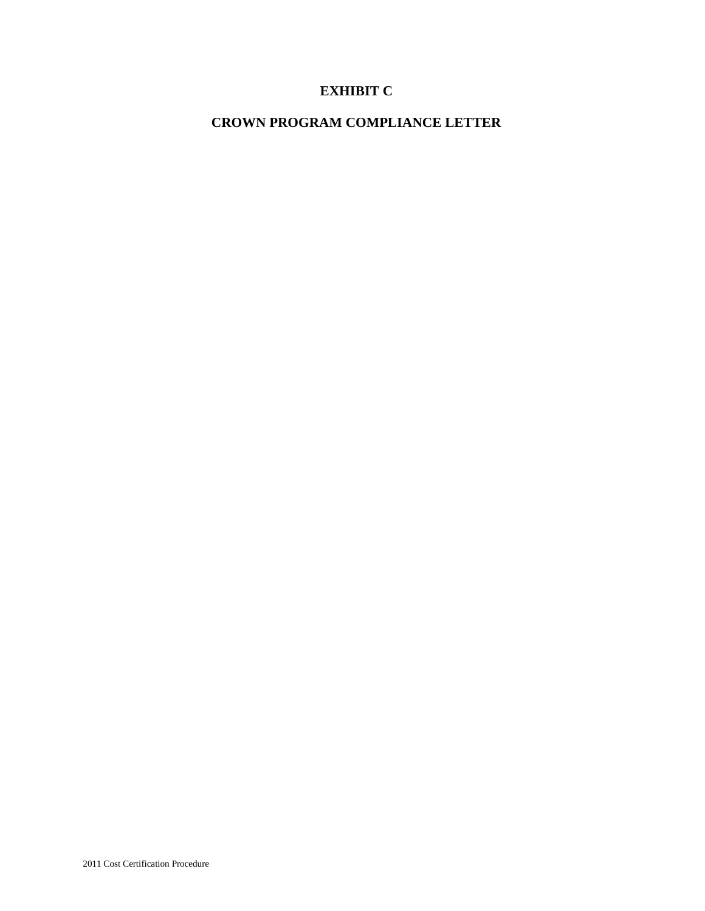# EXHIBIT C

# CROWN PROGRAM COMPLIANCE LETTER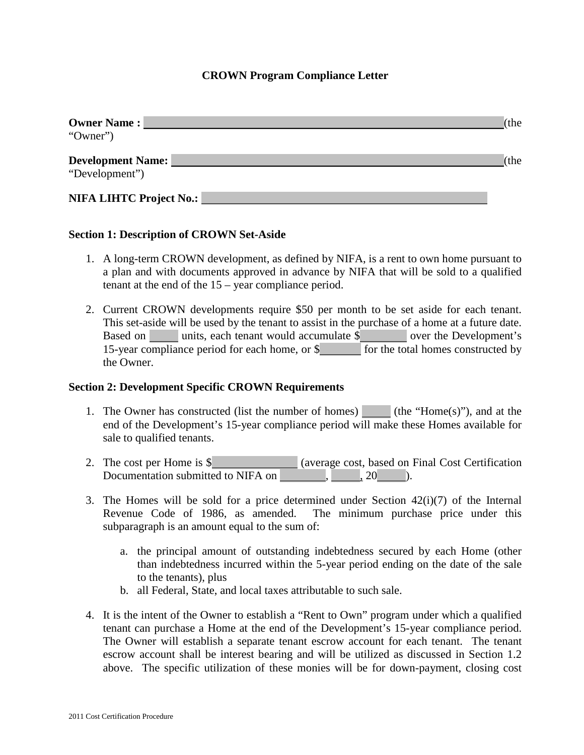**CROWN Program Compliance Letter**

**Owner Name :** ______________________________________________ (the "Owner")

**Development Name:** ______________________________________________ (the "Development")

**NIFA LIHTC Project No.:** ______________________________________

**Section 1: Description of CROWN Set-Aside**

1. A long-term CROWN development, as defined by NIFA, is a rent to own home pursuant to a plan and with documents approved in advance by NIFA that will be sold to a qualified tenant at the end of the 15 – year compliance period.
2. Current CROWN developments require $50 per month to be set aside for each tenant. This set-aside will be used by the tenant to assist in the purchase of a home at a future date. Based on _____ units, each tenant would accumulate $________ over the Development's 15-year compliance period for each home, or $________ for the total homes constructed by the Owner.

**Section 2: Development Specific CROWN Requirements**

1. The Owner has constructed (list the number of homes) _____ (the "Home(s)"), and at the end of the Development's 15-year compliance period will make these Homes available for sale to qualified tenants.
2. The cost per Home is $______________ (average cost, based on Final Cost Certification Documentation submitted to NIFA on ________, _____, 20_____).
3. The Homes will be sold for a price determined under Section 42(i)(7) of the Internal Revenue Code of 1986, as amended. The minimum purchase price under this subparagraph is an amount equal to the sum of:
   a. the principal amount of outstanding indebtedness secured by each Home (other than indebtedness incurred within the 5-year period ending on the date of the sale to the tenants), plus
   b. all Federal, State, and local taxes attributable to such sale.
4. It is the intent of the Owner to establish a "Rent to Own" program under which a qualified tenant can purchase a Home at the end of the Development's 15-year compliance period. The Owner will establish a separate tenant escrow account for each tenant. The tenant escrow account shall be interest bearing and will be utilized as discussed in Section 1.2 above. The specific utilization of these monies will be for down-payment, closing cost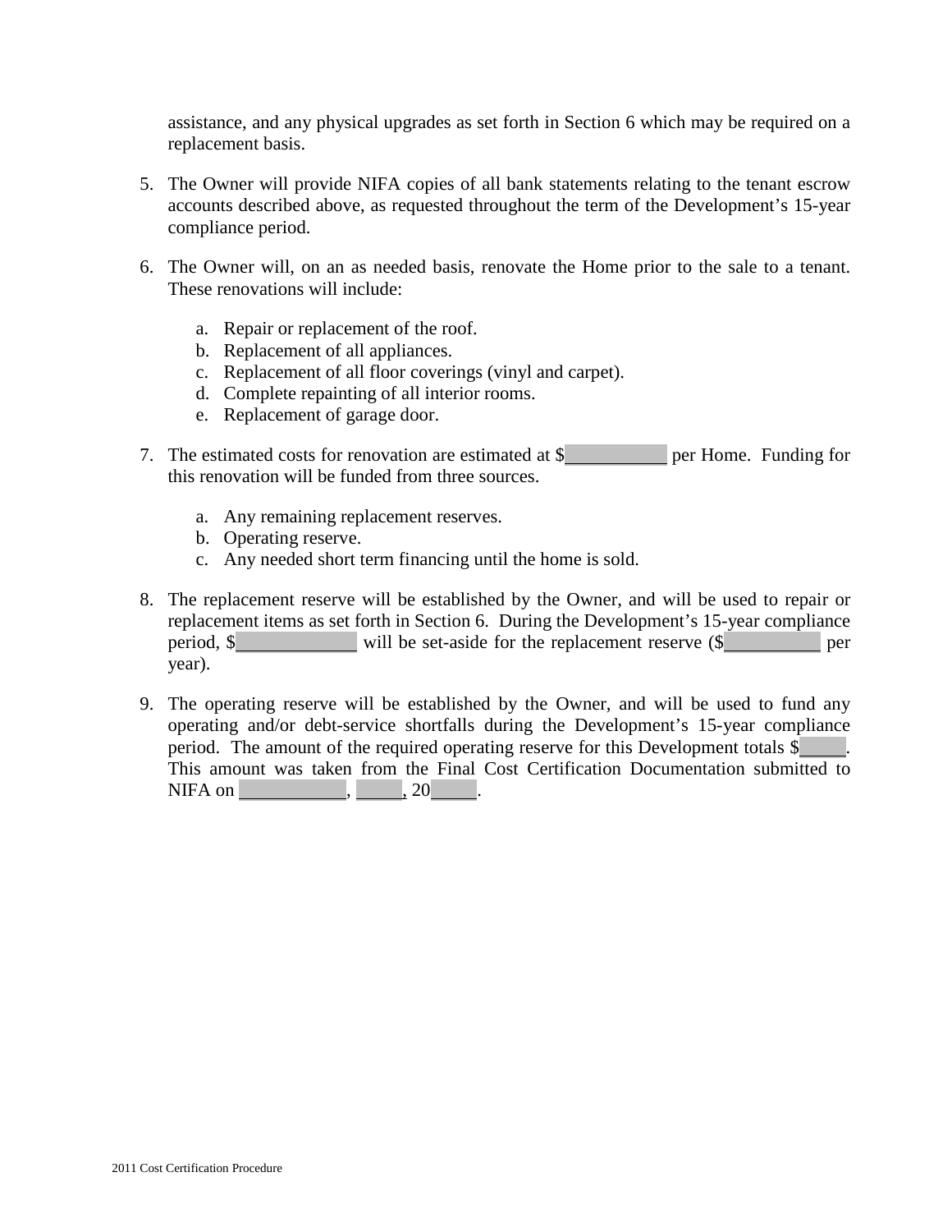assistance, and any physical upgrades as set forth in Section 6 which may be required on a replacement basis.

5. The Owner will provide NIFA copies of all bank statements relating to the tenant escrow accounts described above, as requested throughout the term of the Development's 15-year compliance period.

6. The Owner will, on an as needed basis, renovate the Home prior to the sale to a tenant. These renovations will include:

   a. Repair or replacement of the roof.
   b. Replacement of all appliances.
   c. Replacement of all floor coverings (vinyl and carpet).
   d. Complete repainting of all interior rooms.
   e. Replacement of garage door.

7. The estimated costs for renovation are estimated at $___________ per Home. Funding for this renovation will be funded from three sources.

   a. Any remaining replacement reserves.
   b. Operating reserve.
   c. Any needed short term financing until the home is sold.

8. The replacement reserve will be established by the Owner, and will be used to repair or replacement items as set forth in Section 6. During the Development's 15-year compliance period, $_____________ will be set-aside for the replacement reserve ($__________ per year).

9. The operating reserve will be established by the Owner, and will be used to fund any operating and/or debt-service shortfalls during the Development's 15-year compliance period. The amount of the required operating reserve for this Development totals $_____. This amount was taken from the Final Cost Certification Documentation submitted to NIFA on ___________, _____, 20_____.